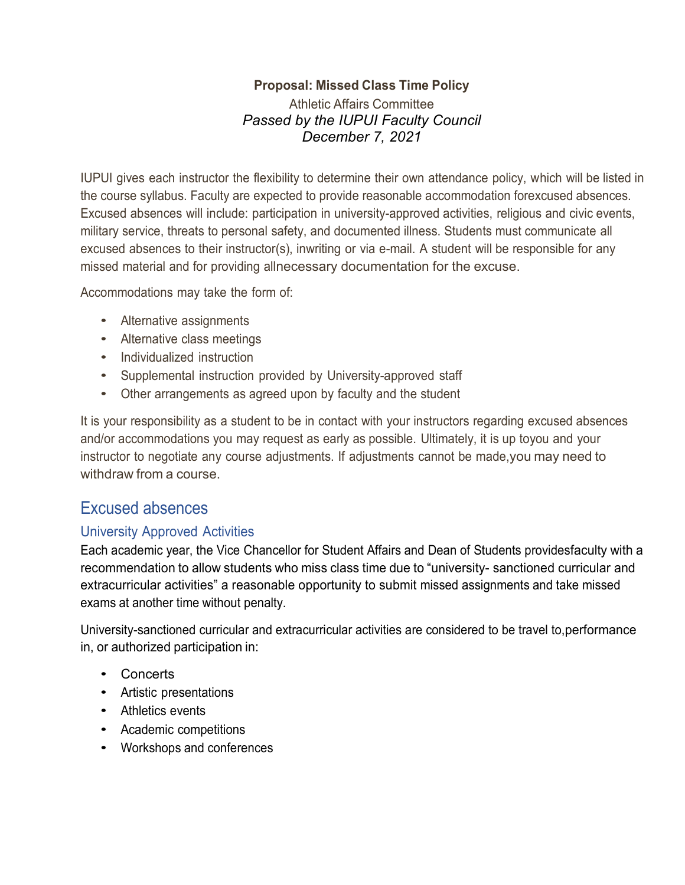**Proposal: Missed Class Time Policy**

Athletic Affairs Committee

*Passed by the IUPUI Faculty Council*

*December 7, 2021*

IUPUI gives each instructor the flexibility to determine their own attendance policy, which will be listed in the course syllabus. Faculty are expected to provide reasonable accommodation forexcused absences. Excused absences will include: participation in university-approved activities, religious and civic events, military service, threats to personal safety, and documented illness. Students must communicate all excused absences to their instructor(s), inwriting or via e-mail. A student will be responsible for any missed material and for providing allnecessary documentation for the excuse.

Accommodations may take the form of:

- Alternative assignments
- Alternative class meetings
- Individualized instruction
- Supplemental instruction provided by University-approved staff
- Other arrangements as agreed upon by faculty and the student

It is your responsibility as a student to be in contact with your instructors regarding excused absences and/or accommodations you may request as early as possible. Ultimately, it is up toyou and your instructor to negotiate any course adjustments. If adjustments cannot be made,you may need to withdraw from a course.

## Excused absences

### University Approved Activities

Each academic year, the Vice Chancellor for Student Affairs and Dean of Students providesfaculty with a recommendation to allow students who miss class time due to “university- sanctioned curricular and extracurricular activities” a reasonable opportunity to submit missed assignments and take missed exams at another time without penalty.

University-sanctioned curricular and extracurricular activities are considered to be travel to,performance in, or authorized participation in:

- Concerts
- Artistic presentations
- Athletics events
- Academic competitions
- Workshops and conferences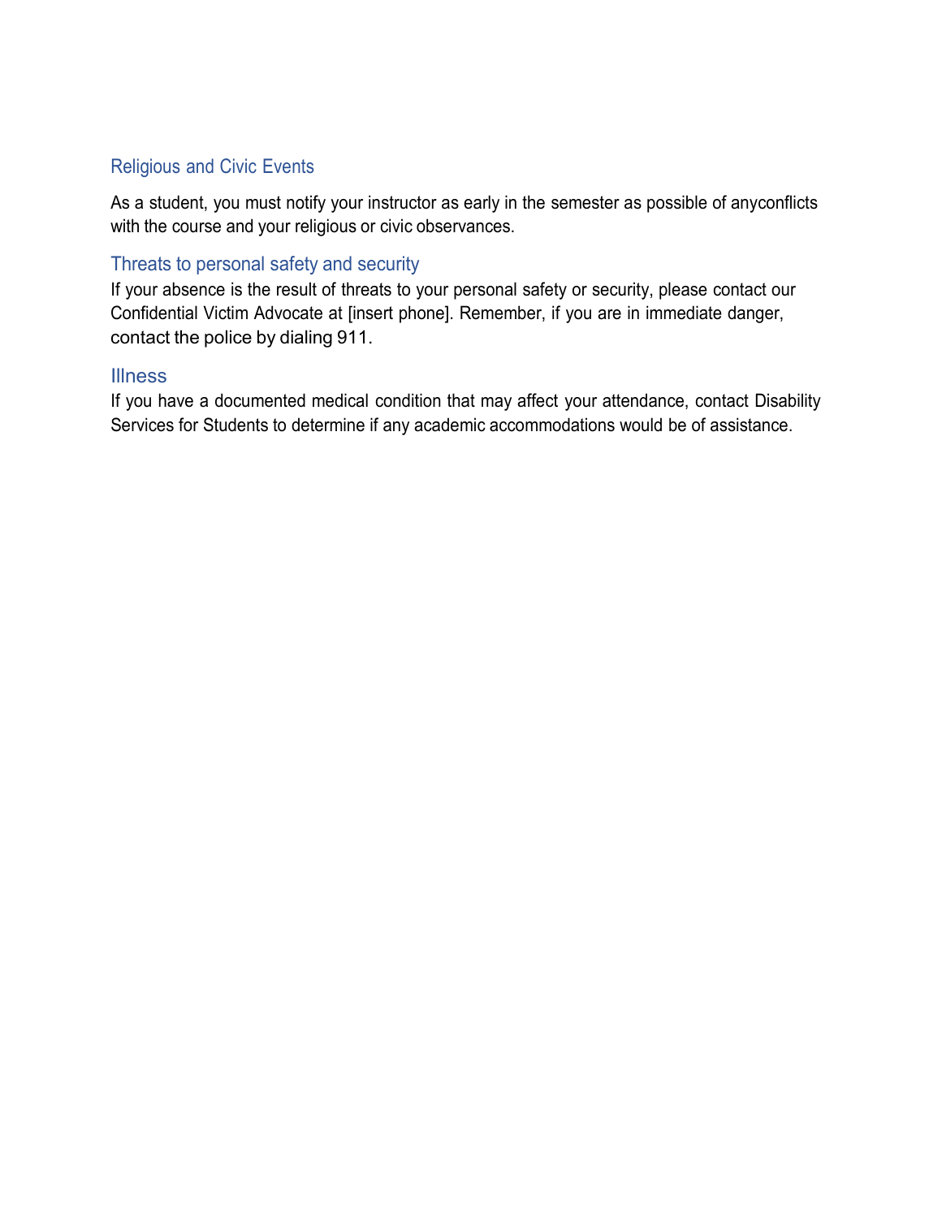## Religious and Civic Events

As a student, you must notify your instructor as early in the semester as possible of anyconflicts with the course and your religious or civic observances.

## Threats to personal safety and security

If your absence is the result of threats to your personal safety or security, please contact our Confidential Victim Advocate at [insert phone]. Remember, if you are in immediate danger, contact the police by dialing 911.

## Illness

If you have a documented medical condition that may affect your attendance, contact Disability Services for Students to determine if any academic accommodations would be of assistance.